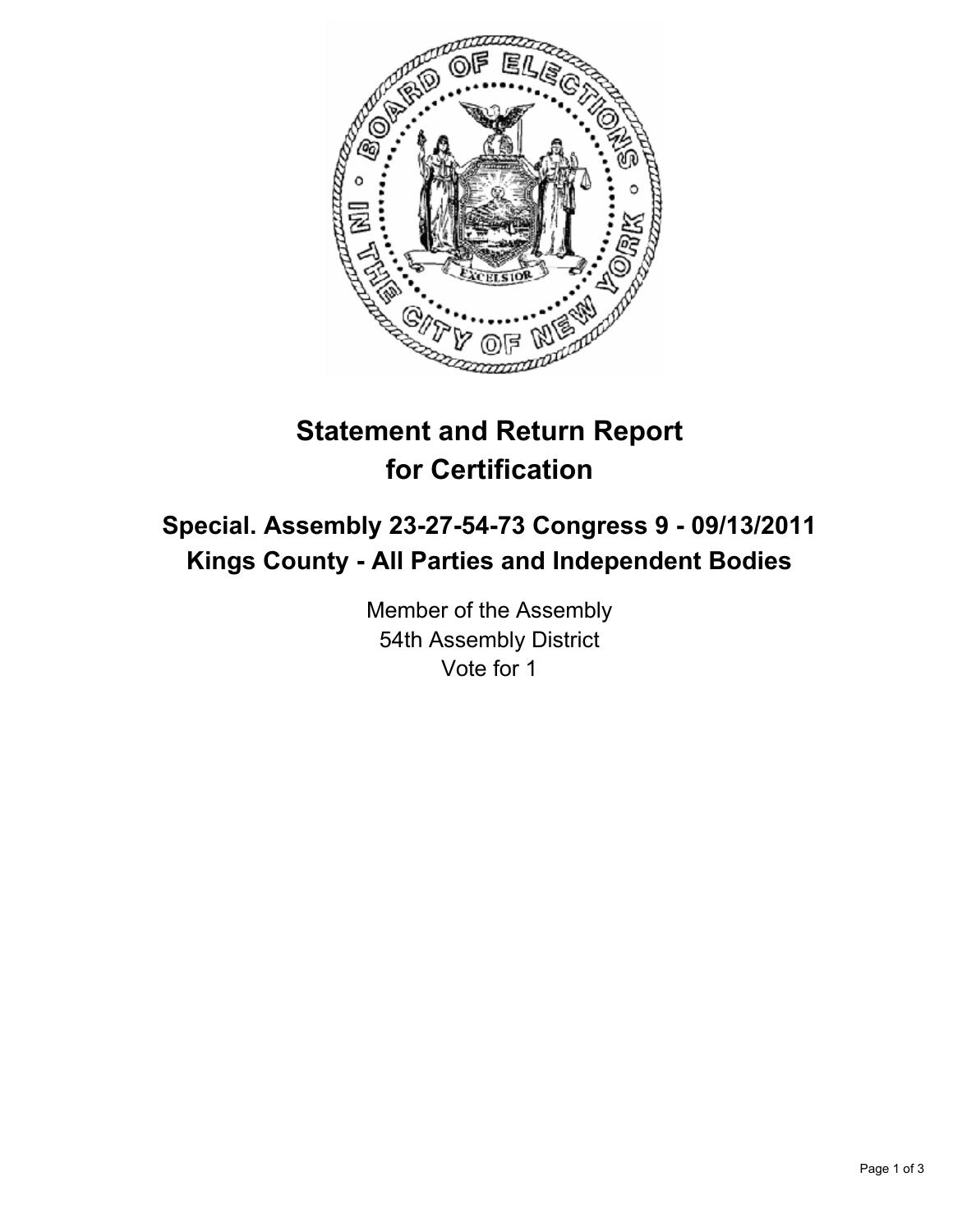# Statement and Return Report for Certification

## Special. Assembly 23-27-54-73 Congress 9 - 09/13/2011
## Kings County - All Parties and Independent Bodies

Member of the Assembly
54th Assembly District
Vote for 1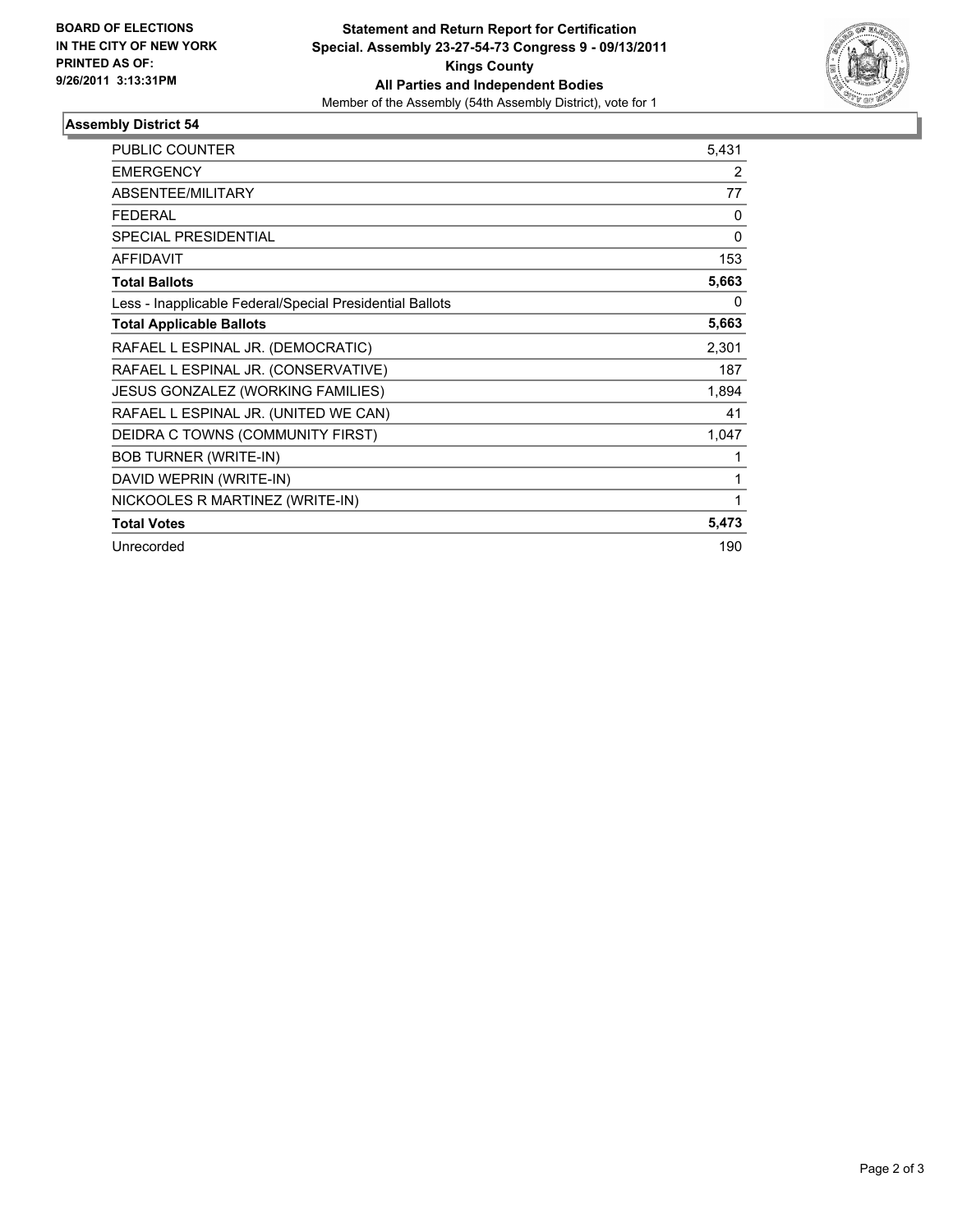**BOARD OF ELECTIONS IN THE CITY OF NEW YORK PRINTED AS OF: 9/26/2011 3:13:31PM**

**Statement and Return Report for Certification**
**Special. Assembly 23-27-54-73 Congress 9 - 09/13/2011**
**Kings County**
**All Parties and Independent Bodies**
Member of the Assembly (54th Assembly District), vote for 1

## Assembly District 54

| | |
|---|---|
| PUBLIC COUNTER | 5,431 |
| EMERGENCY | 2 |
| ABSENTEE/MILITARY | 77 |
| FEDERAL | 0 |
| SPECIAL PRESIDENTIAL | 0 |
| AFFIDAVIT | 153 |
| **Total Ballots** | **5,663** |
| Less - Inapplicable Federal/Special Presidential Ballots | 0 |
| **Total Applicable Ballots** | **5,663** |
| RAFAEL L ESPINAL JR. (DEMOCRATIC) | 2,301 |
| RAFAEL L ESPINAL JR. (CONSERVATIVE) | 187 |
| JESUS GONZALEZ (WORKING FAMILIES) | 1,894 |
| RAFAEL L ESPINAL JR. (UNITED WE CAN) | 41 |
| DEIDRA C TOWNS (COMMUNITY FIRST) | 1,047 |
| BOB TURNER (WRITE-IN) | 1 |
| DAVID WEPRIN (WRITE-IN) | 1 |
| NICKOOLES R MARTINEZ (WRITE-IN) | 1 |
| **Total Votes** | **5,473** |
| Unrecorded | 190 |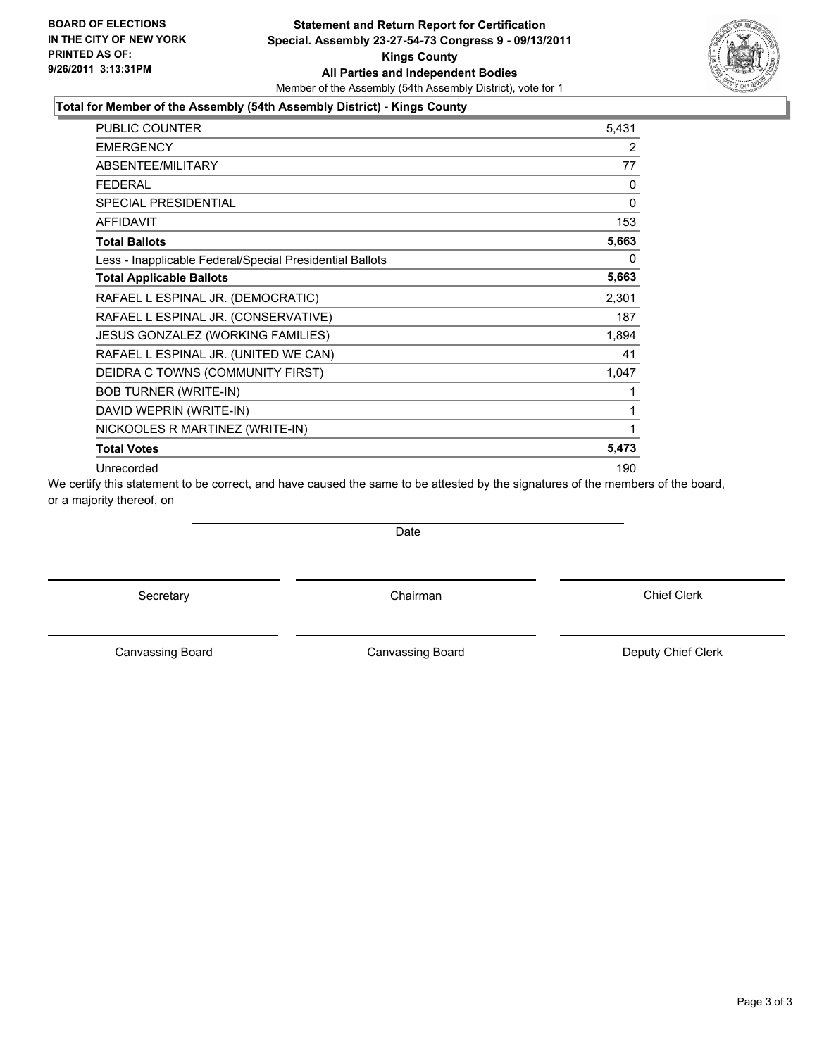**BOARD OF ELECTIONS IN THE CITY OF NEW YORK PRINTED AS OF: 9/26/2011 3:13:31PM**

**Statement and Return Report for Certification**
**Special. Assembly 23-27-54-73 Congress 9 - 09/13/2011**
**Kings County**
**All Parties and Independent Bodies**
Member of the Assembly (54th Assembly District), vote for 1

**Total for Member of the Assembly (54th Assembly District) - Kings County**

| | |
|---|---|
| PUBLIC COUNTER | 5,431 |
| EMERGENCY | 2 |
| ABSENTEE/MILITARY | 77 |
| FEDERAL | 0 |
| SPECIAL PRESIDENTIAL | 0 |
| AFFIDAVIT | 153 |
| **Total Ballots** | **5,663** |
| Less - Inapplicable Federal/Special Presidential Ballots | 0 |
| **Total Applicable Ballots** | **5,663** |
| RAFAEL L ESPINAL JR. (DEMOCRATIC) | 2,301 |
| RAFAEL L ESPINAL JR. (CONSERVATIVE) | 187 |
| JESUS GONZALEZ (WORKING FAMILIES) | 1,894 |
| RAFAEL L ESPINAL JR. (UNITED WE CAN) | 41 |
| DEIDRA C TOWNS (COMMUNITY FIRST) | 1,047 |
| BOB TURNER (WRITE-IN) | 1 |
| DAVID WEPRIN (WRITE-IN) | 1 |
| NICKOOLES R MARTINEZ (WRITE-IN) | 1 |
| **Total Votes** | **5,473** |
| Unrecorded | 190 |

We certify this statement to be correct, and have caused the same to be attested by the signatures of the members of the board, or a majority thereof, on

Date

Secretary    Chairman    Chief Clerk

Canvassing Board    Canvassing Board    Deputy Chief Clerk